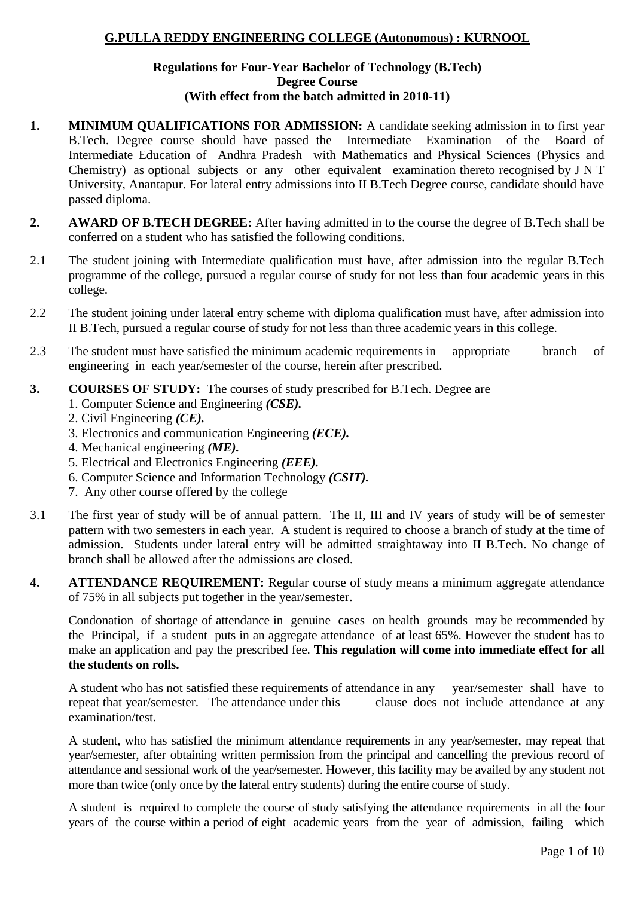# G.PULLA REDDY ENGINEERING COLLEGE (Autonomous) : KURNOOL

## Regulations for Four-Year Bachelor of Technology (B.Tech) Degree Course (With effect from the batch admitted in 2010-11)

**1. MINIMUM QUALIFICATIONS FOR ADMISSION:** A candidate seeking admission in to first year B.Tech. Degree course should have passed the Intermediate Examination of the Board of Intermediate Education of Andhra Pradesh with Mathematics and Physical Sciences (Physics and Chemistry) as optional subjects or any other equivalent examination thereto recognised by J N T University, Anantapur. For lateral entry admissions into II B.Tech Degree course, candidate should have passed diploma.

**2. AWARD OF B.TECH DEGREE:** After having admitted in to the course the degree of B.Tech shall be conferred on a student who has satisfied the following conditions.

2.1 The student joining with Intermediate qualification must have, after admission into the regular B.Tech programme of the college, pursued a regular course of study for not less than four academic years in this college.

2.2 The student joining under lateral entry scheme with diploma qualification must have, after admission into II B.Tech, pursued a regular course of study for not less than three academic years in this college.

2.3 The student must have satisfied the minimum academic requirements in appropriate branch of engineering in each year/semester of the course, herein after prescribed.

**3. COURSES OF STUDY:** The courses of study prescribed for B.Tech. Degree are

1. Computer Science and Engineering ***(CSE).***
2. Civil Engineering ***(CE).***
3. Electronics and communication Engineering ***(ECE).***
4. Mechanical engineering ***(ME).***
5. Electrical and Electronics Engineering ***(EEE).***
6. Computer Science and Information Technology ***(CSIT).***
7. Any other course offered by the college

3.1 The first year of study will be of annual pattern. The II, III and IV years of study will be of semester pattern with two semesters in each year. A student is required to choose a branch of study at the time of admission. Students under lateral entry will be admitted straightaway into II B.Tech. No change of branch shall be allowed after the admissions are closed.

**4. ATTENDANCE REQUIREMENT:** Regular course of study means a minimum aggregate attendance of 75% in all subjects put together in the year/semester.

Condonation of shortage of attendance in genuine cases on health grounds may be recommended by the Principal, if a student puts in an aggregate attendance of at least 65%. However the student has to make an application and pay the prescribed fee. **This regulation will come into immediate effect for all the students on rolls.**

A student who has not satisfied these requirements of attendance in any year/semester shall have to repeat that year/semester. The attendance under this clause does not include attendance at any examination/test.

A student, who has satisfied the minimum attendance requirements in any year/semester, may repeat that year/semester, after obtaining written permission from the principal and cancelling the previous record of attendance and sessional work of the year/semester. However, this facility may be availed by any student not more than twice (only once by the lateral entry students) during the entire course of study.

A student is required to complete the course of study satisfying the attendance requirements in all the four years of the course within a period of eight academic years from the year of admission, failing which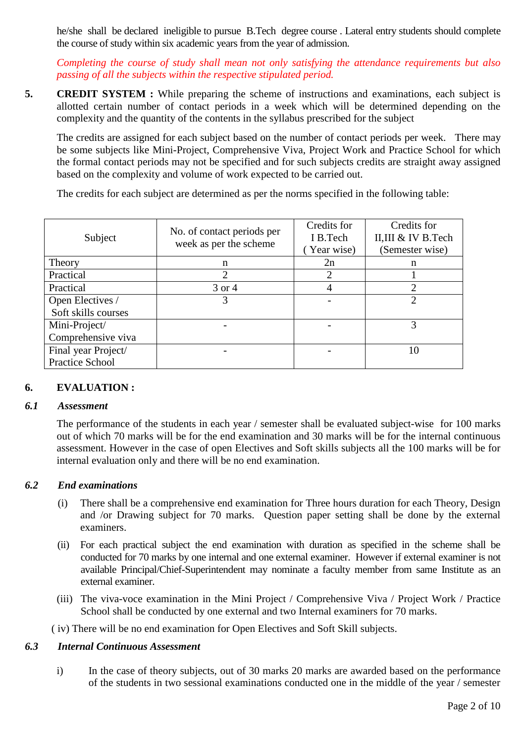he/she shall be declared ineligible to pursue B.Tech degree course . Lateral entry students should complete the course of study within six academic years from the year of admission.

*Completing the course of study shall mean not only satisfying the attendance requirements but also passing of all the subjects within the respective stipulated period.*

**5. CREDIT SYSTEM :** While preparing the scheme of instructions and examinations, each subject is allotted certain number of contact periods in a week which will be determined depending on the complexity and the quantity of the contents in the syllabus prescribed for the subject

The credits are assigned for each subject based on the number of contact periods per week. There may be some subjects like Mini-Project, Comprehensive Viva, Project Work and Practice School for which the formal contact periods may not be specified and for such subjects credits are straight away assigned based on the complexity and volume of work expected to be carried out.

The credits for each subject are determined as per the norms specified in the following table:

| Subject | No. of contact periods per week as per the scheme | Credits for I B.Tech ( Year wise) | Credits for II,III & IV B.Tech (Semester wise) |
|---|---|---|---|
| Theory | n | 2n | n |
| Practical | 2 | 2 | 1 |
| Practical | 3 or 4 | 4 | 2 |
| Open Electives / Soft skills courses | 3 | - | 2 |
| Mini-Project/ Comprehensive viva | - | - | 3 |
| Final year Project/ Practice School | - | - | 10 |

## 6. EVALUATION :

### *6.1 Assessment*

The performance of the students in each year / semester shall be evaluated subject-wise for 100 marks out of which 70 marks will be for the end examination and 30 marks will be for the internal continuous assessment. However in the case of open Electives and Soft skills subjects all the 100 marks will be for internal evaluation only and there will be no end examination.

### *6.2 End examinations*

(i) There shall be a comprehensive end examination for Three hours duration for each Theory, Design and /or Drawing subject for 70 marks. Question paper setting shall be done by the external examiners.

(ii) For each practical subject the end examination with duration as specified in the scheme shall be conducted for 70 marks by one internal and one external examiner. However if external examiner is not available Principal/Chief-Superintendent may nominate a faculty member from same Institute as an external examiner.

(iii) The viva-voce examination in the Mini Project / Comprehensive Viva / Project Work / Practice School shall be conducted by one external and two Internal examiners for 70 marks.

( iv) There will be no end examination for Open Electives and Soft Skill subjects.

### *6.3 Internal Continuous Assessment*

i) In the case of theory subjects, out of 30 marks 20 marks are awarded based on the performance of the students in two sessional examinations conducted one in the middle of the year / semester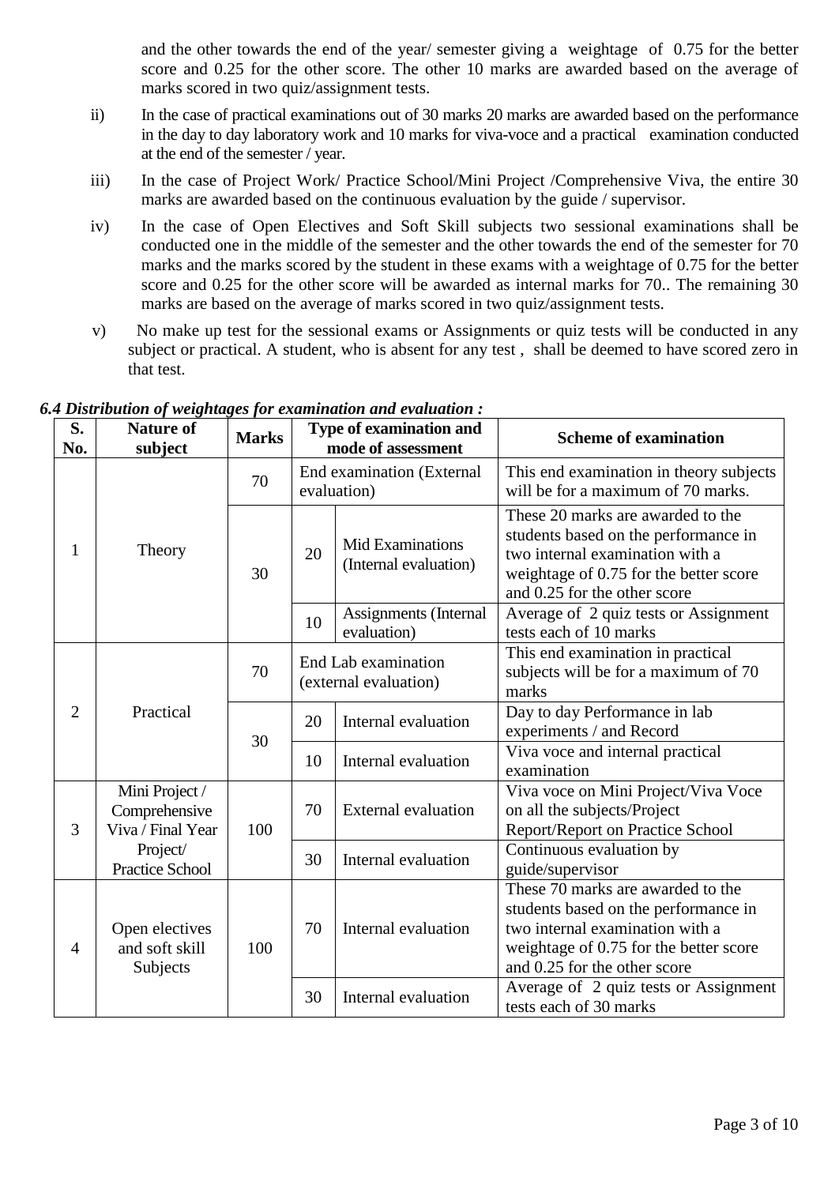and the other towards the end of the year/ semester giving a weightage of 0.75 for the better score and 0.25 for the other score. The other 10 marks are awarded based on the average of marks scored in two quiz/assignment tests.

ii) In the case of practical examinations out of 30 marks 20 marks are awarded based on the performance in the day to day laboratory work and 10 marks for viva-voce and a practical examination conducted at the end of the semester / year.

iii) In the case of Project Work/ Practice School/Mini Project /Comprehensive Viva, the entire 30 marks are awarded based on the continuous evaluation by the guide / supervisor.

iv) In the case of Open Electives and Soft Skill subjects two sessional examinations shall be conducted one in the middle of the semester and the other towards the end of the semester for 70 marks and the marks scored by the student in these exams with a weightage of 0.75 for the better score and 0.25 for the other score will be awarded as internal marks for 70.. The remaining 30 marks are based on the average of marks scored in two quiz/assignment tests.

v) No make up test for the sessional exams or Assignments or quiz tests will be conducted in any subject or practical. A student, who is absent for any test , shall be deemed to have scored zero in that test.

***6.4 Distribution of weightages for examination and evaluation :***

| S. No. | Nature of subject | Marks | Type of examination and mode of assessment | | Scheme of examination |
|---|---|---|---|---|---|
| 1 | Theory | 70 | End examination (External evaluation) | | This end examination in theory subjects will be for a maximum of 70 marks. |
| | | 30 | 20 | Mid Examinations (Internal evaluation) | These 20 marks are awarded to the students based on the performance in two internal examination with a weightage of 0.75 for the better score and 0.25 for the other score |
| | | | 10 | Assignments (Internal evaluation) | Average of 2 quiz tests or Assignment tests each of 10 marks |
| 2 | Practical | 70 | End Lab examination (external evaluation) | | This end examination in practical subjects will be for a maximum of 70 marks |
| | | 30 | 20 | Internal evaluation | Day to day Performance in lab experiments / and Record |
| | | | 10 | Internal evaluation | Viva voce and internal practical examination |
| 3 | Mini Project / Comprehensive Viva / Final Year Project/ Practice School | 100 | 70 | External evaluation | Viva voce on Mini Project/Viva Voce on all the subjects/Project Report/Report on Practice School |
| | | | 30 | Internal evaluation | Continuous evaluation by guide/supervisor |
| 4 | Open electives and soft skill Subjects | 100 | 70 | Internal evaluation | These 70 marks are awarded to the students based on the performance in two internal examination with a weightage of 0.75 for the better score and 0.25 for the other score |
| | | | 30 | Internal evaluation | Average of 2 quiz tests or Assignment tests each of 30 marks |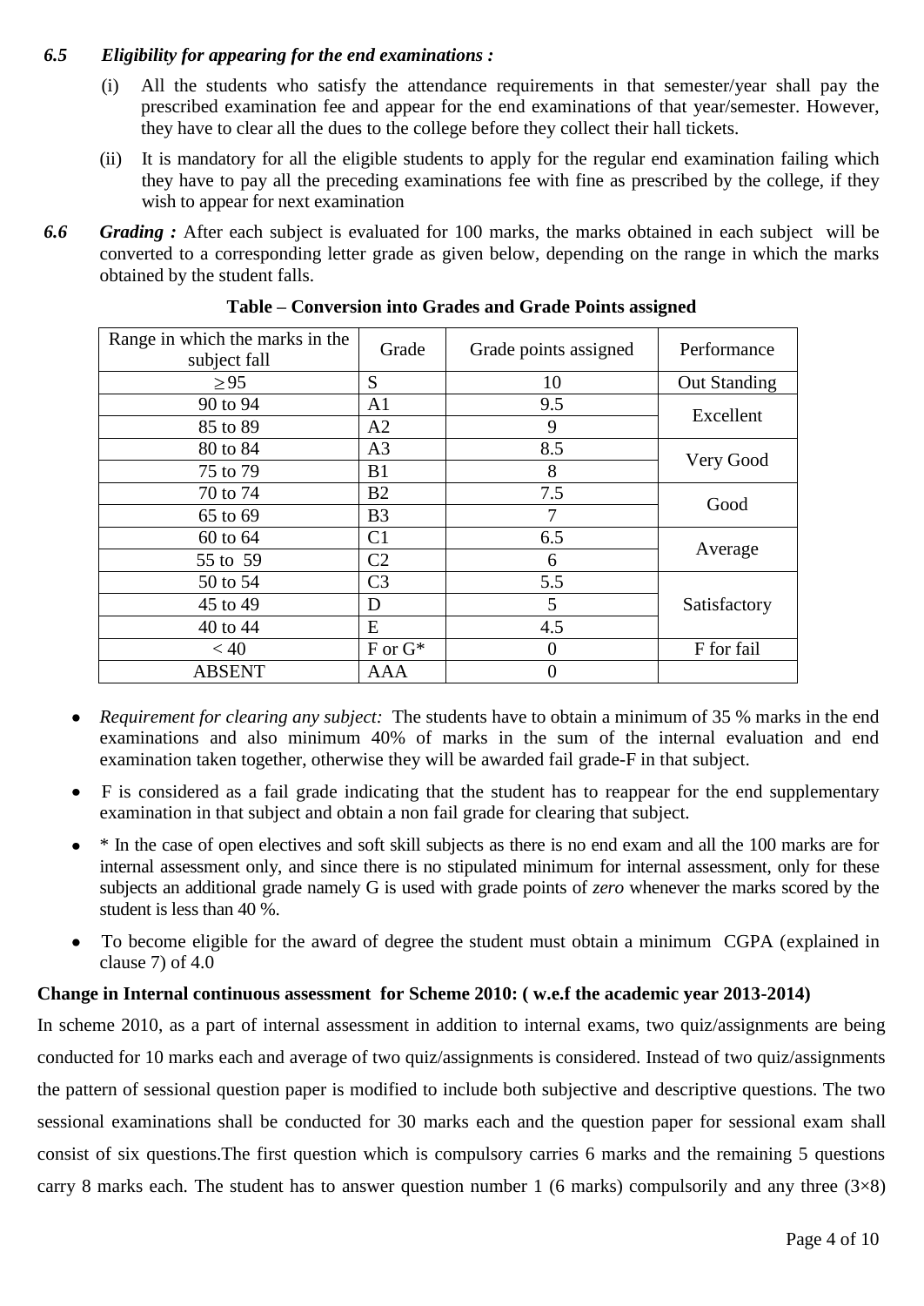### *6.5 Eligibility for appearing for the end examinations :*

(i) All the students who satisfy the attendance requirements in that semester/year shall pay the prescribed examination fee and appear for the end examinations of that year/semester. However, they have to clear all the dues to the college before they collect their hall tickets.

(ii) It is mandatory for all the eligible students to apply for the regular end examination failing which they have to pay all the preceding examinations fee with fine as prescribed by the college, if they wish to appear for next examination

***6.6 Grading :*** After each subject is evaluated for 100 marks, the marks obtained in each subject will be converted to a corresponding letter grade as given below, depending on the range in which the marks obtained by the student falls.

**Table – Conversion into Grades and Grade Points assigned**

| Range in which the marks in the subject fall | Grade | Grade points assigned | Performance |
|---|---|---|---|
| $\geq 95$ | S | 10 | Out Standing |
| 90 to 94 | A1 | 9.5 | Excellent |
| 85 to 89 | A2 | 9 | |
| 80 to 84 | A3 | 8.5 | Very Good |
| 75 to 79 | B1 | 8 | |
| 70 to 74 | B2 | 7.5 | Good |
| 65 to 69 | B3 | 7 | |
| 60 to 64 | C1 | 6.5 | Average |
| 55 to 59 | C2 | 6 | |
| 50 to 54 | C3 | 5.5 | Satisfactory |
| 45 to 49 | D | 5 | |
| 40 to 44 | E | 4.5 | |
| < 40 | F or G* | 0 | F for fail |
| ABSENT | AAA | 0 | |

- *Requirement for clearing any subject:* The students have to obtain a minimum of 35 % marks in the end examinations and also minimum 40% of marks in the sum of the internal evaluation and end examination taken together, otherwise they will be awarded fail grade-F in that subject.
- F is considered as a fail grade indicating that the student has to reappear for the end supplementary examination in that subject and obtain a non fail grade for clearing that subject.
- * In the case of open electives and soft skill subjects as there is no end exam and all the 100 marks are for internal assessment only, and since there is no stipulated minimum for internal assessment, only for these subjects an additional grade namely G is used with grade points of *zero* whenever the marks scored by the student is less than 40 %.
- To become eligible for the award of degree the student must obtain a minimum CGPA (explained in clause 7) of 4.0

**Change in Internal continuous assessment for Scheme 2010: ( w.e.f the academic year 2013-2014)**

In scheme 2010, as a part of internal assessment in addition to internal exams, two quiz/assignments are being conducted for 10 marks each and average of two quiz/assignments is considered. Instead of two quiz/assignments the pattern of sessional question paper is modified to include both subjective and descriptive questions. The two sessional examinations shall be conducted for 30 marks each and the question paper for sessional exam shall consist of six questions.The first question which is compulsory carries 6 marks and the remaining 5 questions carry 8 marks each. The student has to answer question number 1 (6 marks) compulsorily and any three ($3\times8$)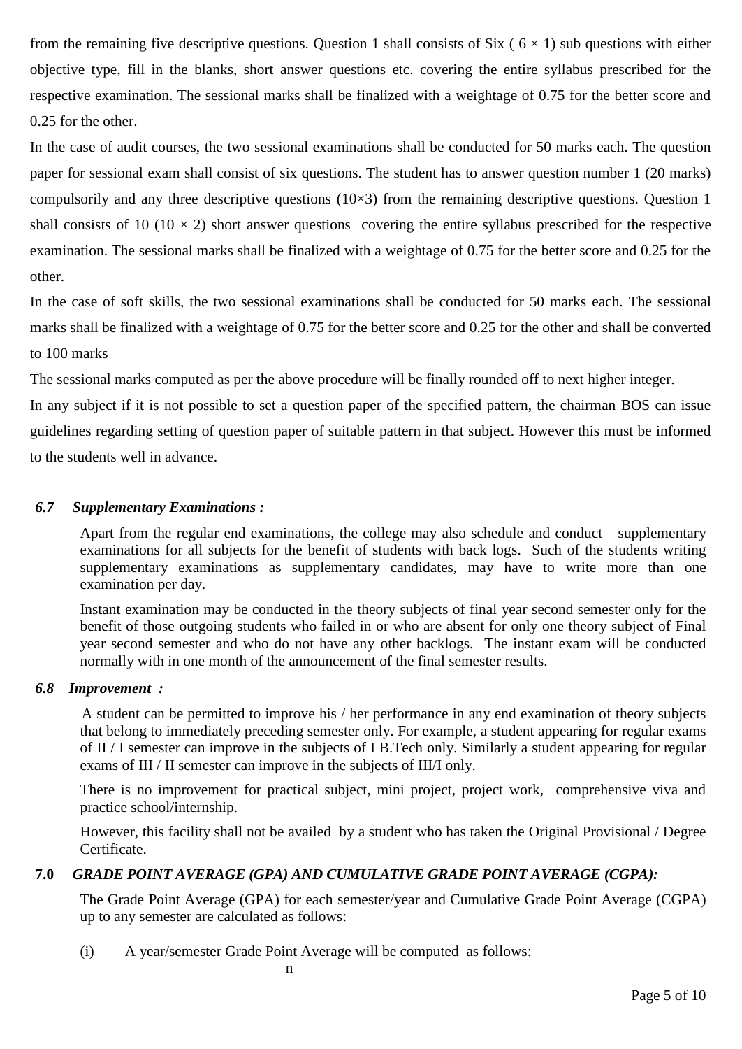from the remaining five descriptive questions. Question 1 shall consists of Six ( $6 \times 1$) sub questions with either objective type, fill in the blanks, short answer questions etc. covering the entire syllabus prescribed for the respective examination. The sessional marks shall be finalized with a weightage of 0.75 for the better score and 0.25 for the other.

In the case of audit courses, the two sessional examinations shall be conducted for 50 marks each. The question paper for sessional exam shall consist of six questions. The student has to answer question number 1 (20 marks) compulsorily and any three descriptive questions ($10\times3$) from the remaining descriptive questions. Question 1 shall consists of 10 ($10 \times 2$) short answer questions covering the entire syllabus prescribed for the respective examination. The sessional marks shall be finalized with a weightage of 0.75 for the better score and 0.25 for the other.

In the case of soft skills, the two sessional examinations shall be conducted for 50 marks each. The sessional marks shall be finalized with a weightage of 0.75 for the better score and 0.25 for the other and shall be converted to 100 marks

The sessional marks computed as per the above procedure will be finally rounded off to next higher integer.

In any subject if it is not possible to set a question paper of the specified pattern, the chairman BOS can issue guidelines regarding setting of question paper of suitable pattern in that subject. However this must be informed to the students well in advance.

### *6.7 Supplementary Examinations :*

Apart from the regular end examinations, the college may also schedule and conduct supplementary examinations for all subjects for the benefit of students with back logs. Such of the students writing supplementary examinations as supplementary candidates, may have to write more than one examination per day.

Instant examination may be conducted in the theory subjects of final year second semester only for the benefit of those outgoing students who failed in or who are absent for only one theory subject of Final year second semester and who do not have any other backlogs. The instant exam will be conducted normally with in one month of the announcement of the final semester results.

### *6.8 Improvement :*

A student can be permitted to improve his / her performance in any end examination of theory subjects that belong to immediately preceding semester only. For example, a student appearing for regular exams of II / I semester can improve in the subjects of I B.Tech only. Similarly a student appearing for regular exams of III / II semester can improve in the subjects of III/I only.

There is no improvement for practical subject, mini project, project work, comprehensive viva and practice school/internship.

However, this facility shall not be availed by a student who has taken the Original Provisional / Degree Certificate.

## **7.0 *GRADE POINT AVERAGE (GPA) AND CUMULATIVE GRADE POINT AVERAGE (CGPA):***

The Grade Point Average (GPA) for each semester/year and Cumulative Grade Point Average (CGPA) up to any semester are calculated as follows:

(i) A year/semester Grade Point Average will be computed as follows:

n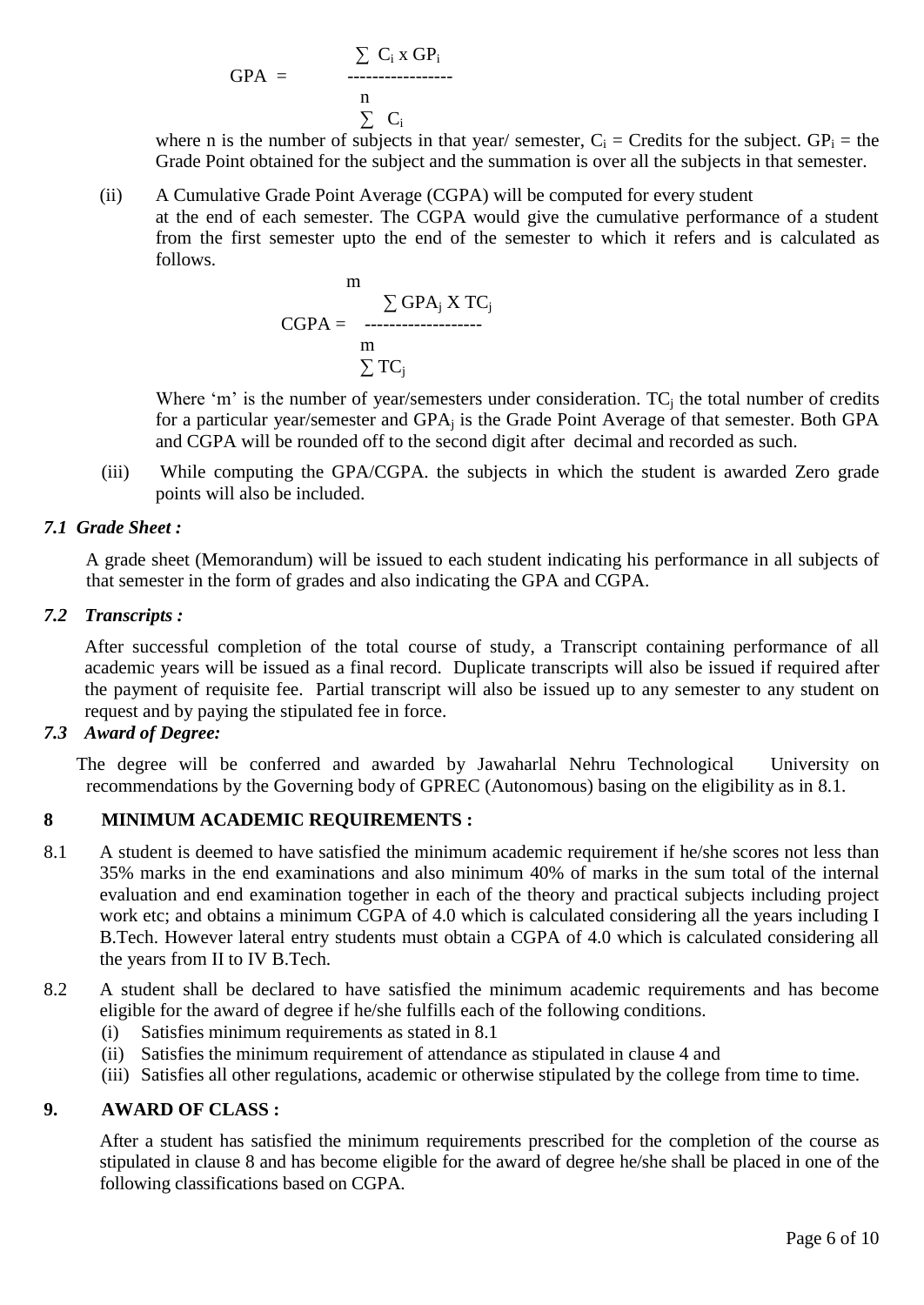$$GPA = \frac{\sum C_i \times GP_i}{\sum^{n} C_i}$$

where n is the number of subjects in that year/ semester, $C_i$ = Credits for the subject. $GP_i$ = the Grade Point obtained for the subject and the summation is over all the subjects in that semester.

(ii) A Cumulative Grade Point Average (CGPA) will be computed for every student at the end of each semester. The CGPA would give the cumulative performance of a student from the first semester upto the end of the semester to which it refers and is calculated as follows.

$$CGPA = \frac{\sum^{m} GPA_j \times TC_j}{\sum^{m} TC_j}$$

Where 'm' is the number of year/semesters under consideration. $TC_j$ the total number of credits for a particular year/semester and $GPA_j$ is the Grade Point Average of that semester. Both GPA and CGPA will be rounded off to the second digit after decimal and recorded as such.

(iii) While computing the GPA/CGPA. the subjects in which the student is awarded Zero grade points will also be included.

### *7.1 Grade Sheet :*

A grade sheet (Memorandum) will be issued to each student indicating his performance in all subjects of that semester in the form of grades and also indicating the GPA and CGPA.

### *7.2 Transcripts :*

After successful completion of the total course of study, a Transcript containing performance of all academic years will be issued as a final record. Duplicate transcripts will also be issued if required after the payment of requisite fee. Partial transcript will also be issued up to any semester to any student on request and by paying the stipulated fee in force.

### *7.3 Award of Degree:*

The degree will be conferred and awarded by Jawaharlal Nehru Technological University on recommendations by the Governing body of GPREC (Autonomous) basing on the eligibility as in 8.1.

## 8 MINIMUM ACADEMIC REQUIREMENTS :

8.1 A student is deemed to have satisfied the minimum academic requirement if he/she scores not less than 35% marks in the end examinations and also minimum 40% of marks in the sum total of the internal evaluation and end examination together in each of the theory and practical subjects including project work etc; and obtains a minimum CGPA of 4.0 which is calculated considering all the years including I B.Tech. However lateral entry students must obtain a CGPA of 4.0 which is calculated considering all the years from II to IV B.Tech.

8.2 A student shall be declared to have satisfied the minimum academic requirements and has become eligible for the award of degree if he/she fulfills each of the following conditions.

(i) Satisfies minimum requirements as stated in 8.1
(ii) Satisfies the minimum requirement of attendance as stipulated in clause 4 and
(iii) Satisfies all other regulations, academic or otherwise stipulated by the college from time to time.

## 9. AWARD OF CLASS :

After a student has satisfied the minimum requirements prescribed for the completion of the course as stipulated in clause 8 and has become eligible for the award of degree he/she shall be placed in one of the following classifications based on CGPA.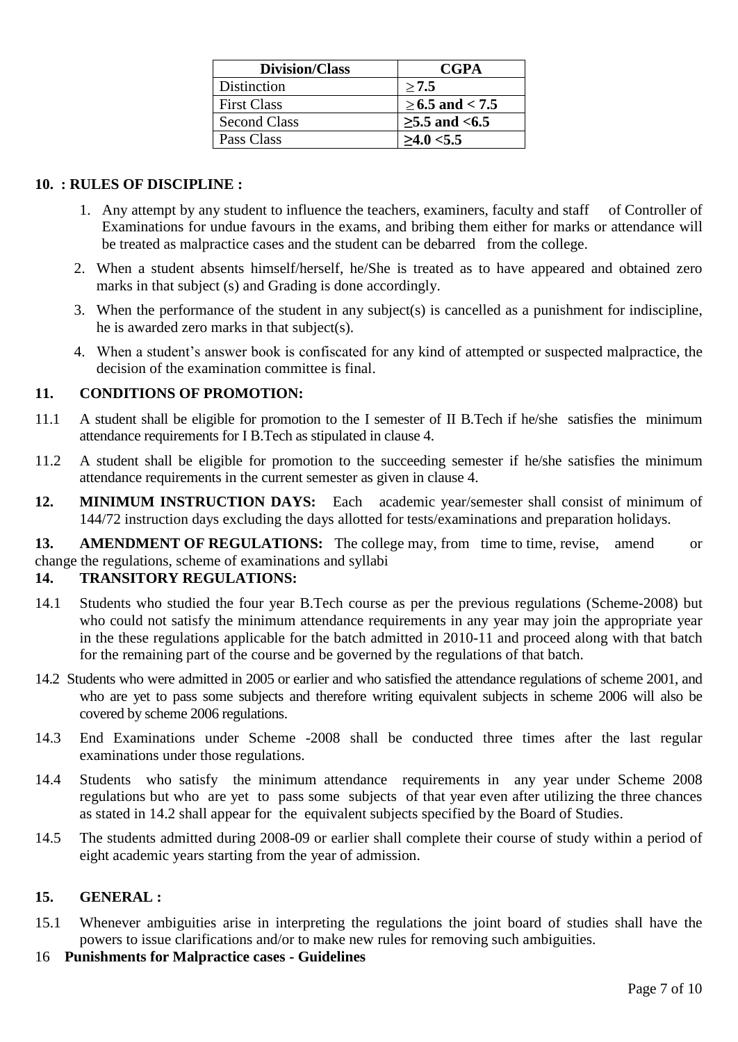| Division/Class | CGPA |
|---|---|
| Distinction | **≥ 7.5** |
| First Class | **≥ 6.5 and < 7.5** |
| Second Class | **≥5.5 and <6.5** |
| Pass Class | **≥4.0 <5.5** |

**10. : RULES OF DISCIPLINE :**

1. Any attempt by any student to influence the teachers, examiners, faculty and staff of Controller of Examinations for undue favours in the exams, and bribing them either for marks or attendance will be treated as malpractice cases and the student can be debarred from the college.
2. When a student absents himself/herself, he/She is treated as to have appeared and obtained zero marks in that subject (s) and Grading is done accordingly.
3. When the performance of the student in any subject(s) is cancelled as a punishment for indiscipline, he is awarded zero marks in that subject(s).
4. When a student's answer book is confiscated for any kind of attempted or suspected malpractice, the decision of the examination committee is final.

**11. CONDITIONS OF PROMOTION:**

11.1 A student shall be eligible for promotion to the I semester of II B.Tech if he/she satisfies the minimum attendance requirements for I B.Tech as stipulated in clause 4.

11.2 A student shall be eligible for promotion to the succeeding semester if he/she satisfies the minimum attendance requirements in the current semester as given in clause 4.

**12. MINIMUM INSTRUCTION DAYS:** Each academic year/semester shall consist of minimum of 144/72 instruction days excluding the days allotted for tests/examinations and preparation holidays.

**13. AMENDMENT OF REGULATIONS:** The college may, from time to time, revise, amend or change the regulations, scheme of examinations and syllabi

**14. TRANSITORY REGULATIONS:**

14.1 Students who studied the four year B.Tech course as per the previous regulations (Scheme-2008) but who could not satisfy the minimum attendance requirements in any year may join the appropriate year in the these regulations applicable for the batch admitted in 2010-11 and proceed along with that batch for the remaining part of the course and be governed by the regulations of that batch.

14.2 Students who were admitted in 2005 or earlier and who satisfied the attendance regulations of scheme 2001, and who are yet to pass some subjects and therefore writing equivalent subjects in scheme 2006 will also be covered by scheme 2006 regulations.

14.3 End Examinations under Scheme -2008 shall be conducted three times after the last regular examinations under those regulations.

14.4 Students who satisfy the minimum attendance requirements in any year under Scheme 2008 regulations but who are yet to pass some subjects of that year even after utilizing the three chances as stated in 14.2 shall appear for the equivalent subjects specified by the Board of Studies.

14.5 The students admitted during 2008-09 or earlier shall complete their course of study within a period of eight academic years starting from the year of admission.

**15. GENERAL :**

15.1 Whenever ambiguities arise in interpreting the regulations the joint board of studies shall have the powers to issue clarifications and/or to make new rules for removing such ambiguities.

16 **Punishments for Malpractice cases - Guidelines**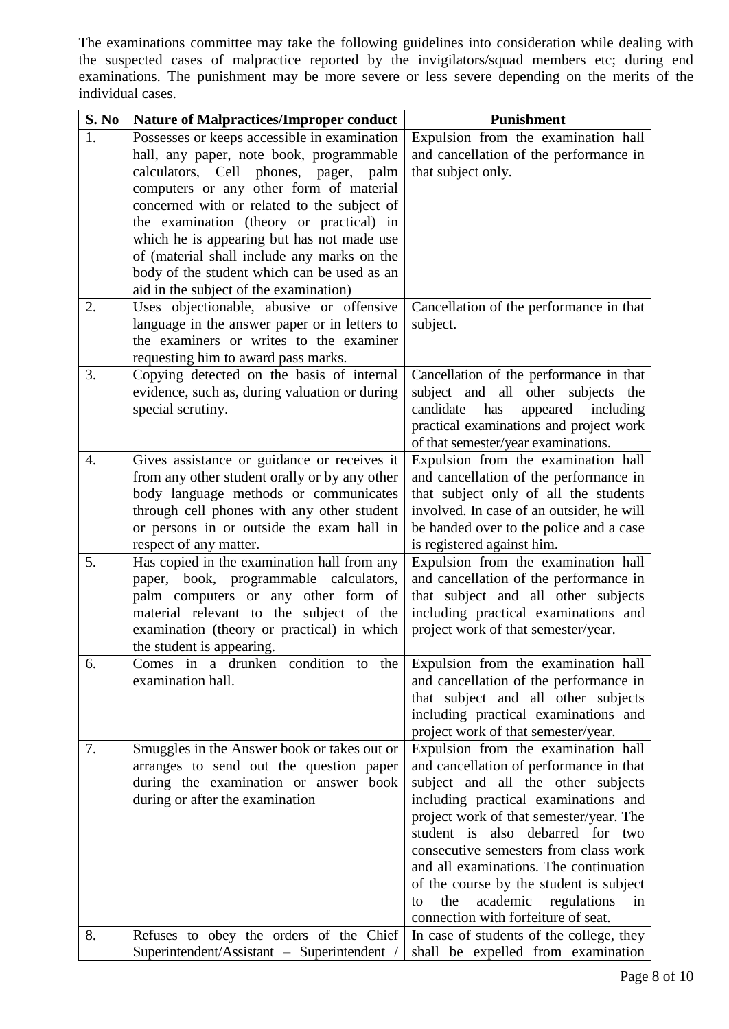The examinations committee may take the following guidelines into consideration while dealing with the suspected cases of malpractice reported by the invigilators/squad members etc; during end examinations. The punishment may be more severe or less severe depending on the merits of the individual cases.

| S. No | Nature of Malpractices/Improper conduct | Punishment |
|---|---|---|
| 1. | Possesses or keeps accessible in examination hall, any paper, note book, programmable calculators, Cell phones, pager, palm computers or any other form of material concerned with or related to the subject of the examination (theory or practical) in which he is appearing but has not made use of (material shall include any marks on the body of the student which can be used as an aid in the subject of the examination) | Expulsion from the examination hall and cancellation of the performance in that subject only. |
| 2. | Uses objectionable, abusive or offensive language in the answer paper or in letters to the examiners or writes to the examiner requesting him to award pass marks. | Cancellation of the performance in that subject. |
| 3. | Copying detected on the basis of internal evidence, such as, during valuation or during special scrutiny. | Cancellation of the performance in that subject and all other subjects the candidate has appeared including practical examinations and project work of that semester/year examinations. |
| 4. | Gives assistance or guidance or receives it from any other student orally or by any other body language methods or communicates through cell phones with any other student or persons in or outside the exam hall in respect of any matter. | Expulsion from the examination hall and cancellation of the performance in that subject only of all the students involved. In case of an outsider, he will be handed over to the police and a case is registered against him. |
| 5. | Has copied in the examination hall from any paper, book, programmable calculators, palm computers or any other form of material relevant to the subject of the examination (theory or practical) in which the student is appearing. | Expulsion from the examination hall and cancellation of the performance in that subject and all other subjects including practical examinations and project work of that semester/year. |
| 6. | Comes in a drunken condition to the examination hall. | Expulsion from the examination hall and cancellation of the performance in that subject and all other subjects including practical examinations and project work of that semester/year. |
| 7. | Smuggles in the Answer book or takes out or arranges to send out the question paper during the examination or answer book during or after the examination | Expulsion from the examination hall and cancellation of performance in that subject and all the other subjects including practical examinations and project work of that semester/year. The student is also debarred for two consecutive semesters from class work and all examinations. The continuation of the course by the student is subject to the academic regulations in connection with forfeiture of seat. |
| 8. | Refuses to obey the orders of the Chief Superintendent/Assistant – Superintendent / | In case of students of the college, they shall be expelled from examination |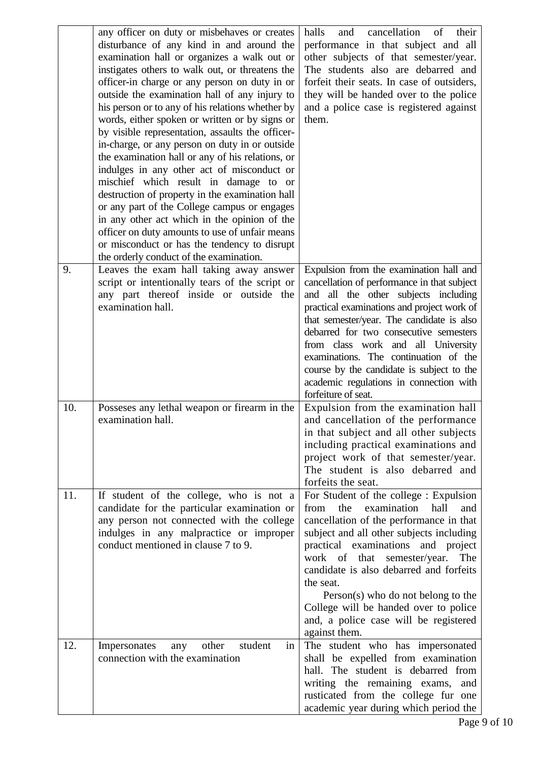| | | |
|---|---|---|
| | any officer on duty or misbehaves or creates disturbance of any kind in and around the examination hall or organizes a walk out or instigates others to walk out, or threatens the officer-in charge or any person on duty in or outside the examination hall of any injury to his person or to any of his relations whether by words, either spoken or written or by signs or by visible representation, assaults the officer-in-charge, or any person on duty in or outside the examination hall or any of his relations, or indulges in any other act of misconduct or mischief which result in damage to or destruction of property in the examination hall or any part of the College campus or engages in any other act which in the opinion of the officer on duty amounts to use of unfair means or misconduct or has the tendency to disrupt the orderly conduct of the examination. | halls and cancellation of their performance in that subject and all other subjects of that semester/year. The students also are debarred and forfeit their seats. In case of outsiders, they will be handed over to the police and a police case is registered against them. |
| 9. | Leaves the exam hall taking away answer script or intentionally tears of the script or any part thereof inside or outside the examination hall. | Expulsion from the examination hall and cancellation of performance in that subject and all the other subjects including practical examinations and project work of that semester/year. The candidate is also debarred for two consecutive semesters from class work and all University examinations. The continuation of the course by the candidate is subject to the academic regulations in connection with forfeiture of seat. |
| 10. | Posseses any lethal weapon or firearm in the examination hall. | Expulsion from the examination hall and cancellation of the performance in that subject and all other subjects including practical examinations and project work of that semester/year. The student is also debarred and forfeits the seat. |
| 11. | If student of the college, who is not a candidate for the particular examination or any person not connected with the college indulges in any malpractice or improper conduct mentioned in clause 7 to 9. | For Student of the college : Expulsion from the examination hall and cancellation of the performance in that subject and all other subjects including practical examinations and project work of that semester/year. The candidate is also debarred and forfeits the seat.<br>Person(s) who do not belong to the College will be handed over to police and, a police case will be registered against them. |
| 12. | Impersonates any other student in connection with the examination | The student who has impersonated shall be expelled from examination hall. The student is debarred from writing the remaining exams, and rusticated from the college fur one academic year during which period the |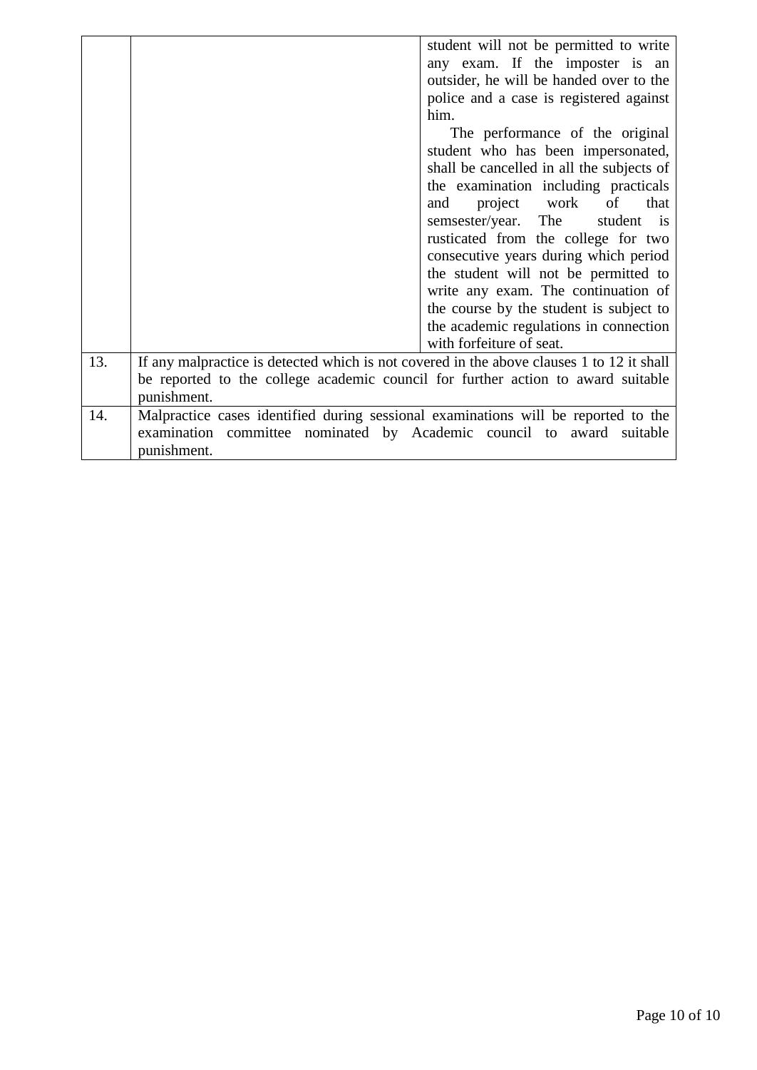| | | |
|---|---|---|
| | | student will not be permitted to write any exam. If the imposter is an outsider, he will be handed over to the police and a case is registered against him.<br>The performance of the original student who has been impersonated, shall be cancelled in all the subjects of the examination including practicals and project work of that semsester/year. The student is rusticated from the college for two consecutive years during which period the student will not be permitted to write any exam. The continuation of the course by the student is subject to the academic regulations in connection with forfeiture of seat. |
| 13. | If any malpractice is detected which is not covered in the above clauses 1 to 12 it shall be reported to the college academic council for further action to award suitable punishment. | |
| 14. | Malpractice cases identified during sessional examinations will be reported to the examination committee nominated by Academic council to award suitable punishment. | |